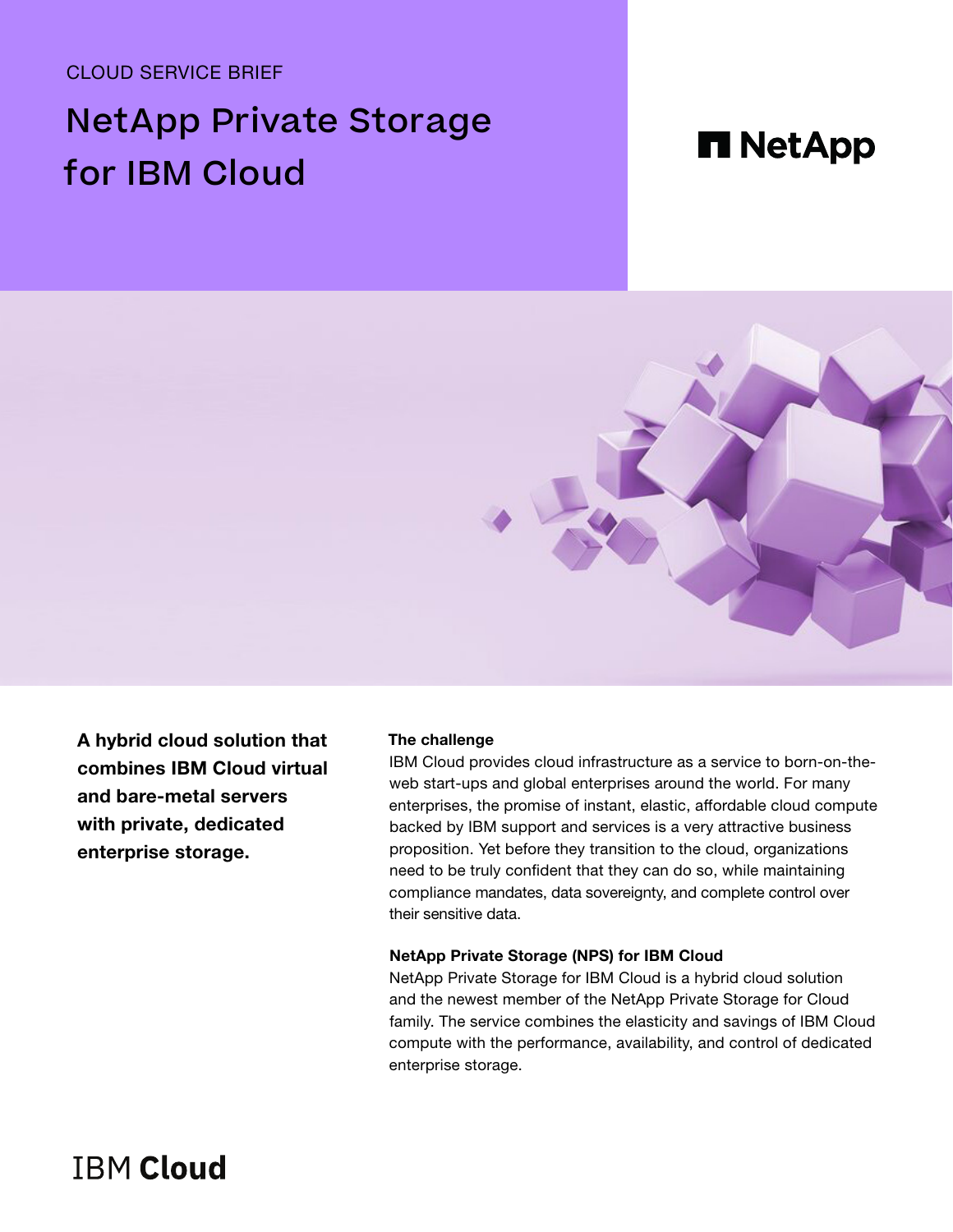CLOUD SERVICE BRIEF

# NetApp Private Storage for IBM Cloud

NetApp

**A hybrid cloud solution that combines IBM Cloud virtual and bare-metal servers with private, dedicated enterprise storage.**

### The challenge

IBM Cloud provides cloud infrastructure as a service to born-on-the-web start-ups and global enterprises around the world. For many enterprises, the promise of instant, elastic, affordable cloud compute backed by IBM support and services is a very attractive business proposition. Yet before they transition to the cloud, organizations need to be truly confident that they can do so, while maintaining compliance mandates, data sovereignty, and complete control over their sensitive data.

### NetApp Private Storage (NPS) for IBM Cloud

NetApp Private Storage for IBM Cloud is a hybrid cloud solution and the newest member of the NetApp Private Storage for Cloud family. The service combines the elasticity and savings of IBM Cloud compute with the performance, availability, and control of dedicated enterprise storage.

IBM Cloud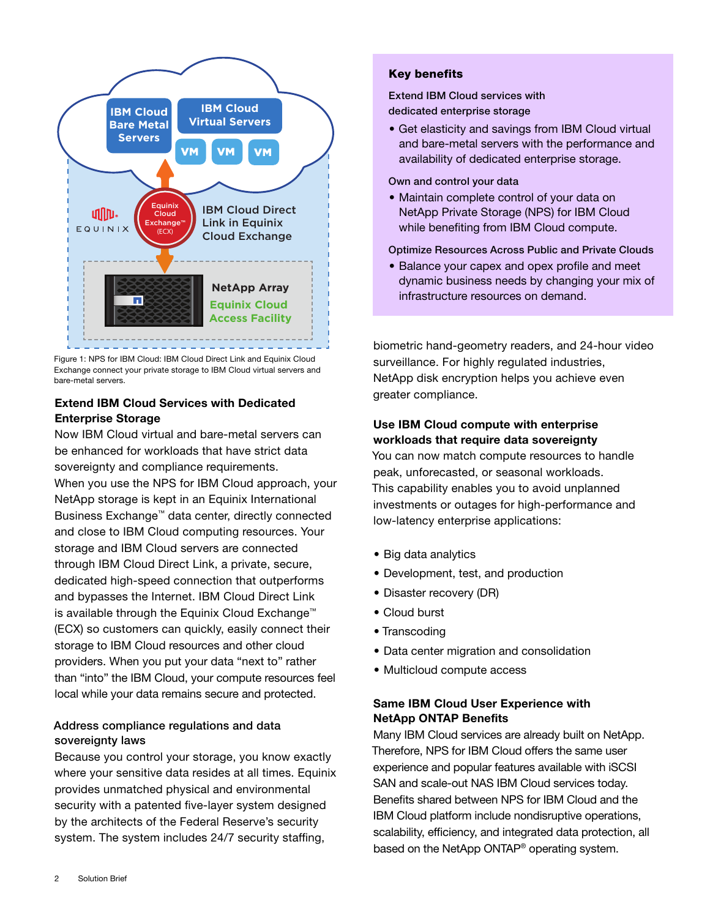Figure 1: NPS for IBM Cloud: IBM Cloud Direct Link and Equinix Cloud Exchange connect your private storage to IBM Cloud virtual servers and bare-metal servers.

## Extend IBM Cloud Services with Dedicated Enterprise Storage

Now IBM Cloud virtual and bare-metal servers can be enhanced for workloads that have strict data sovereignty and compliance requirements.

When you use the NPS for IBM Cloud approach, your NetApp storage is kept in an Equinix International Business Exchange™ data center, directly connected and close to IBM Cloud computing resources. Your storage and IBM Cloud servers are connected through IBM Cloud Direct Link, a private, secure, dedicated high-speed connection that outperforms and bypasses the Internet. IBM Cloud Direct Link is available through the Equinix Cloud Exchange™ (ECX) so customers can quickly, easily connect their storage to IBM Cloud resources and other cloud providers. When you put your data "next to" rather than "into" the IBM Cloud, your compute resources feel local while your data remains secure and protected.

### Address compliance regulations and data sovereignty laws

Because you control your storage, you know exactly where your sensitive data resides at all times. Equinix provides unmatched physical and environmental security with a patented five-layer system designed by the architects of the Federal Reserve's security system. The system includes 24/7 security staffing, biometric hand-geometry readers, and 24-hour video surveillance. For highly regulated industries, NetApp disk encryption helps you achieve even greater compliance.

## Key benefits

**Extend IBM Cloud services with dedicated enterprise storage**

- Get elasticity and savings from IBM Cloud virtual and bare-metal servers with the performance and availability of dedicated enterprise storage.

**Own and control your data**

- Maintain complete control of your data on NetApp Private Storage (NPS) for IBM Cloud while benefiting from IBM Cloud compute.

**Optimize Resources Across Public and Private Clouds**

- Balance your capex and opex profile and meet dynamic business needs by changing your mix of infrastructure resources on demand.

### Use IBM Cloud compute with enterprise workloads that require data sovereignty

You can now match compute resources to handle peak, unforecasted, or seasonal workloads.

This capability enables you to avoid unplanned investments or outages for high-performance and low-latency enterprise applications:

- Big data analytics
- Development, test, and production
- Disaster recovery (DR)
- Cloud burst
- Transcoding
- Data center migration and consolidation
- Multicloud compute access

## Same IBM Cloud User Experience with NetApp ONTAP Benefits

Many IBM Cloud services are already built on NetApp. Therefore, NPS for IBM Cloud offers the same user experience and popular features available with iSCSI SAN and scale-out NAS IBM Cloud services today. Benefits shared between NPS for IBM Cloud and the IBM Cloud platform include nondisruptive operations, scalability, efficiency, and integrated data protection, all based on the NetApp ONTAP® operating system.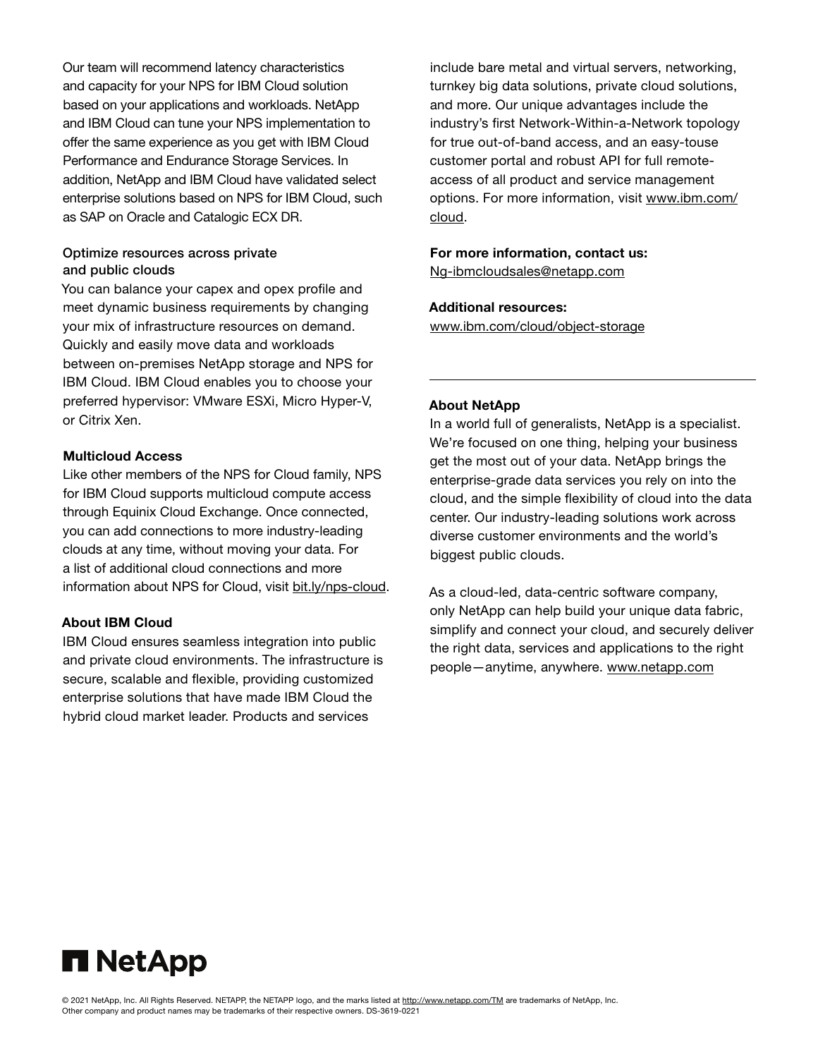Our team will recommend latency characteristics and capacity for your NPS for IBM Cloud solution based on your applications and workloads. NetApp and IBM Cloud can tune your NPS implementation to offer the same experience as you get with IBM Cloud Performance and Endurance Storage Services. In addition, NetApp and IBM Cloud have validated select enterprise solutions based on NPS for IBM Cloud, such as SAP on Oracle and Catalogic ECX DR.

### Optimize resources across private and public clouds

You can balance your capex and opex profile and meet dynamic business requirements by changing your mix of infrastructure resources on demand. Quickly and easily move data and workloads between on-premises NetApp storage and NPS for IBM Cloud. IBM Cloud enables you to choose your preferred hypervisor: VMware ESXi, Micro Hyper-V, or Citrix Xen.

### Multicloud Access

Like other members of the NPS for Cloud family, NPS for IBM Cloud supports multicloud compute access through Equinix Cloud Exchange. Once connected, you can add connections to more industry-leading clouds at any time, without moving your data. For a list of additional cloud connections and more information about NPS for Cloud, visit bit.ly/nps-cloud.

### About IBM Cloud

IBM Cloud ensures seamless integration into public and private cloud environments. The infrastructure is secure, scalable and flexible, providing customized enterprise solutions that have made IBM Cloud the hybrid cloud market leader. Products and services include bare metal and virtual servers, networking, turnkey big data solutions, private cloud solutions, and more. Our unique advantages include the industry's first Network-Within-a-Network topology for true out-of-band access, and an easy-touse customer portal and robust API for full remote-access of all product and service management options. For more information, visit www.ibm.com/cloud.

**For more information, contact us:**
Ng-ibmcloudsales@netapp.com

**Additional resources:**
www.ibm.com/cloud/object-storage

---

### About NetApp

In a world full of generalists, NetApp is a specialist. We're focused on one thing, helping your business get the most out of your data. NetApp brings the enterprise-grade data services you rely on into the cloud, and the simple flexibility of cloud into the data center. Our industry-leading solutions work across diverse customer environments and the world's biggest public clouds.

As a cloud-led, data-centric software company, only NetApp can help build your unique data fabric, simplify and connect your cloud, and securely deliver the right data, services and applications to the right people—anytime, anywhere. www.netapp.com

NetApp

© 2021 NetApp, Inc. All Rights Reserved. NETAPP, the NETAPP logo, and the marks listed at http://www.netapp.com/TM are trademarks of NetApp, Inc. Other company and product names may be trademarks of their respective owners. DS-3619-0221